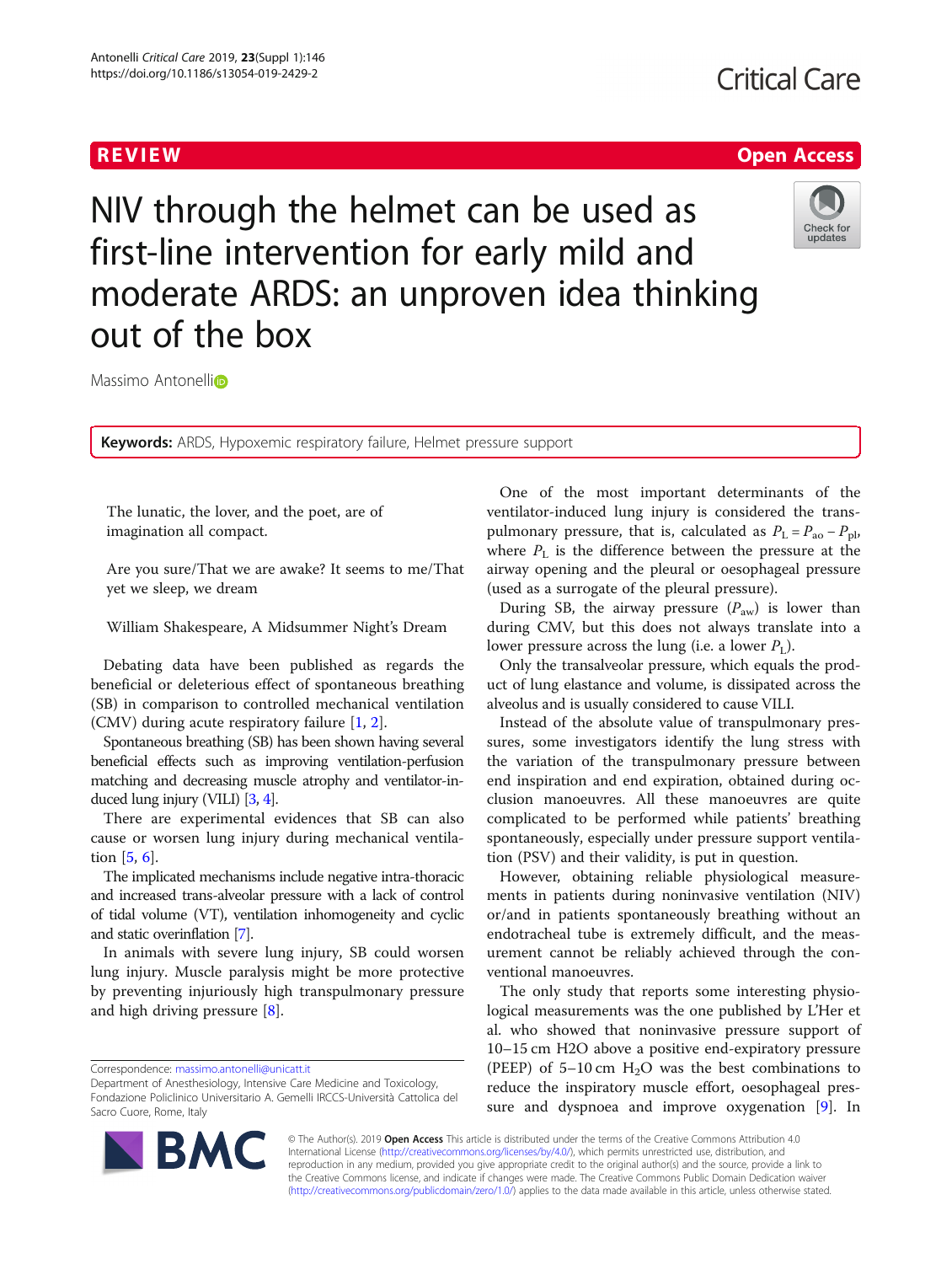REVIEW

Open Access

# NIV through the helmet can be used as first-line intervention for early mild and moderate ARDS: an unproven idea thinking out of the box

Massimo Antonelli

**Keywords:** ARDS, Hypoxemic respiratory failure, Helmet pressure support

> The lunatic, the lover, and the poet, are of imagination all compact.
>
> Are you sure/That we are awake? It seems to me/That yet we sleep, we dream
>
> William Shakespeare, A Midsummer Night's Dream

Debating data have been published as regards the beneficial or deleterious effect of spontaneous breathing (SB) in comparison to controlled mechanical ventilation (CMV) during acute respiratory failure [1, 2].

Spontaneous breathing (SB) has been shown having several beneficial effects such as improving ventilation-perfusion matching and decreasing muscle atrophy and ventilator-induced lung injury (VILI) [3, 4].

There are experimental evidences that SB can also cause or worsen lung injury during mechanical ventilation [5, 6].

The implicated mechanisms include negative intra-thoracic and increased trans-alveolar pressure with a lack of control of tidal volume (VT), ventilation inhomogeneity and cyclic and static overinflation [7].

In animals with severe lung injury, SB could worsen lung injury. Muscle paralysis might be more protective by preventing injuriously high transpulmonary pressure and high driving pressure [8].

One of the most important determinants of the ventilator-induced lung injury is considered the transpulmonary pressure, that is, calculated as $P_L = P_{ao} - P_{pl}$, where $P_L$ is the difference between the pressure at the airway opening and the pleural or oesophageal pressure (used as a surrogate of the pleural pressure).

During SB, the airway pressure ($P_{aw}$) is lower than during CMV, but this does not always translate into a lower pressure across the lung (i.e. a lower $P_L$).

Only the transalveolar pressure, which equals the product of lung elastance and volume, is dissipated across the alveolus and is usually considered to cause VILI.

Instead of the absolute value of transpulmonary pressures, some investigators identify the lung stress with the variation of the transpulmonary pressure between end inspiration and end expiration, obtained during occlusion manoeuvres. All these manoeuvres are quite complicated to be performed while patients' breathing spontaneously, especially under pressure support ventilation (PSV) and their validity, is put in question.

However, obtaining reliable physiological measurements in patients during noninvasive ventilation (NIV) or/and in patients spontaneously breathing without an endotracheal tube is extremely difficult, and the measurement cannot be reliably achieved through the conventional manoeuvres.

The only study that reports some interesting physiological measurements was the one published by L'Her et al. who showed that noninvasive pressure support of 10–15 cm H2O above a positive end-expiratory pressure (PEEP) of 5–10 cm $H_2O$ was the best combinations to reduce the inspiratory muscle effort, oesophageal pressure and dyspnoea and improve oxygenation [9]. In

Correspondence: massimo.antonelli@unicatt.it
Department of Anesthesiology, Intensive Care Medicine and Toxicology, Fondazione Policlinico Universitario A. Gemelli IRCCS-Università Cattolica del Sacro Cuore, Rome, Italy

© The Author(s). 2019 **Open Access** This article is distributed under the terms of the Creative Commons Attribution 4.0 International License (http://creativecommons.org/licenses/by/4.0/), which permits unrestricted use, distribution, and reproduction in any medium, provided you give appropriate credit to the original author(s) and the source, provide a link to the Creative Commons license, and indicate if changes were made. The Creative Commons Public Domain Dedication waiver (http://creativecommons.org/publicdomain/zero/1.0/) applies to the data made available in this article, unless otherwise stated.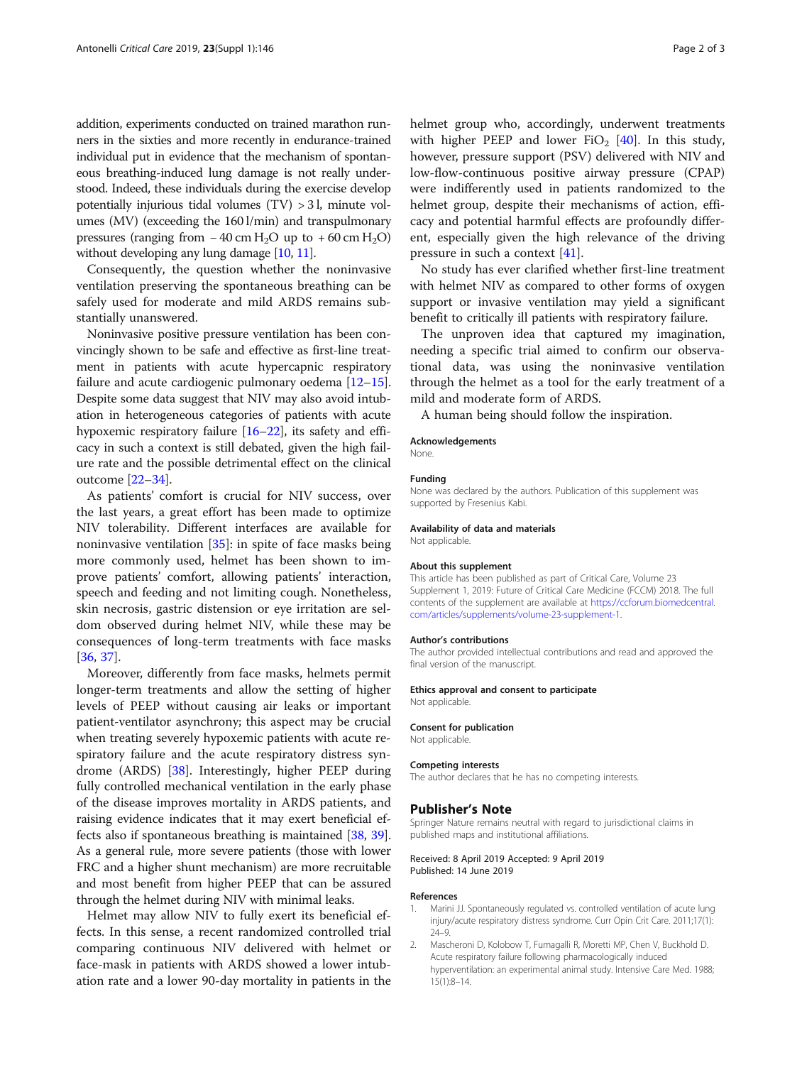addition, experiments conducted on trained marathon runners in the sixties and more recently in endurance-trained individual put in evidence that the mechanism of spontaneous breathing-induced lung damage is not really understood. Indeed, these individuals during the exercise develop potentially injurious tidal volumes (TV) > 3 l, minute volumes (MV) (exceeding the 160 l/min) and transpulmonary pressures (ranging from − 40 cm $H_2O$ up to + 60 cm $H_2O$) without developing any lung damage [10, 11].

Consequently, the question whether the noninvasive ventilation preserving the spontaneous breathing can be safely used for moderate and mild ARDS remains substantially unanswered.

Noninvasive positive pressure ventilation has been convincingly shown to be safe and effective as first-line treatment in patients with acute hypercapnic respiratory failure and acute cardiogenic pulmonary oedema [12–15]. Despite some data suggest that NIV may also avoid intubation in heterogeneous categories of patients with acute hypoxemic respiratory failure [16–22], its safety and efficacy in such a context is still debated, given the high failure rate and the possible detrimental effect on the clinical outcome [22–34].

As patients' comfort is crucial for NIV success, over the last years, a great effort has been made to optimize NIV tolerability. Different interfaces are available for noninvasive ventilation [35]: in spite of face masks being more commonly used, helmet has been shown to improve patients' comfort, allowing patients' interaction, speech and feeding and not limiting cough. Nonetheless, skin necrosis, gastric distension or eye irritation are seldom observed during helmet NIV, while these may be consequences of long-term treatments with face masks [36, 37].

Moreover, differently from face masks, helmets permit longer-term treatments and allow the setting of higher levels of PEEP without causing air leaks or important patient-ventilator asynchrony; this aspect may be crucial when treating severely hypoxemic patients with acute respiratory failure and the acute respiratory distress syndrome (ARDS) [38]. Interestingly, higher PEEP during fully controlled mechanical ventilation in the early phase of the disease improves mortality in ARDS patients, and raising evidence indicates that it may exert beneficial effects also if spontaneous breathing is maintained [38, 39]. As a general rule, more severe patients (those with lower FRC and a higher shunt mechanism) are more recruitable and most benefit from higher PEEP that can be assured through the helmet during NIV with minimal leaks.

Helmet may allow NIV to fully exert its beneficial effects. In this sense, a recent randomized controlled trial comparing continuous NIV delivered with helmet or face-mask in patients with ARDS showed a lower intubation rate and a lower 90-day mortality in patients in the helmet group who, accordingly, underwent treatments with higher PEEP and lower $FiO_2$ [40]. In this study, however, pressure support (PSV) delivered with NIV and low-flow-continuous positive airway pressure (CPAP) were indifferently used in patients randomized to the helmet group, despite their mechanisms of action, efficacy and potential harmful effects are profoundly different, especially given the high relevance of the driving pressure in such a context [41].

No study has ever clarified whether first-line treatment with helmet NIV as compared to other forms of oxygen support or invasive ventilation may yield a significant benefit to critically ill patients with respiratory failure.

The unproven idea that captured my imagination, needing a specific trial aimed to confirm our observational data, was using the noninvasive ventilation through the helmet as a tool for the early treatment of a mild and moderate form of ARDS.

A human being should follow the inspiration.

#### Acknowledgements

None.

#### Funding

None was declared by the authors. Publication of this supplement was supported by Fresenius Kabi.

#### Availability of data and materials

Not applicable.

#### About this supplement

This article has been published as part of Critical Care, Volume 23 Supplement 1, 2019: Future of Critical Care Medicine (FCCM) 2018. The full contents of the supplement are available at https://ccforum.biomedcentral.com/articles/supplements/volume-23-supplement-1.

#### Author's contributions

The author provided intellectual contributions and read and approved the final version of the manuscript.

#### Ethics approval and consent to participate

Not applicable.

#### Consent for publication

Not applicable.

#### Competing interests

The author declares that he has no competing interests.

## Publisher's Note

Springer Nature remains neutral with regard to jurisdictional claims in published maps and institutional affiliations.

Received: 8 April 2019 Accepted: 9 April 2019
Published: 14 June 2019

#### References

1. Marini JJ. Spontaneously regulated vs. controlled ventilation of acute lung injury/acute respiratory distress syndrome. Curr Opin Crit Care. 2011;17(1):24–9.
2. Mascheroni D, Kolobow T, Fumagalli R, Moretti MP, Chen V, Buckhold D. Acute respiratory failure following pharmacologically induced hyperventilation: an experimental animal study. Intensive Care Med. 1988;15(1):8–14.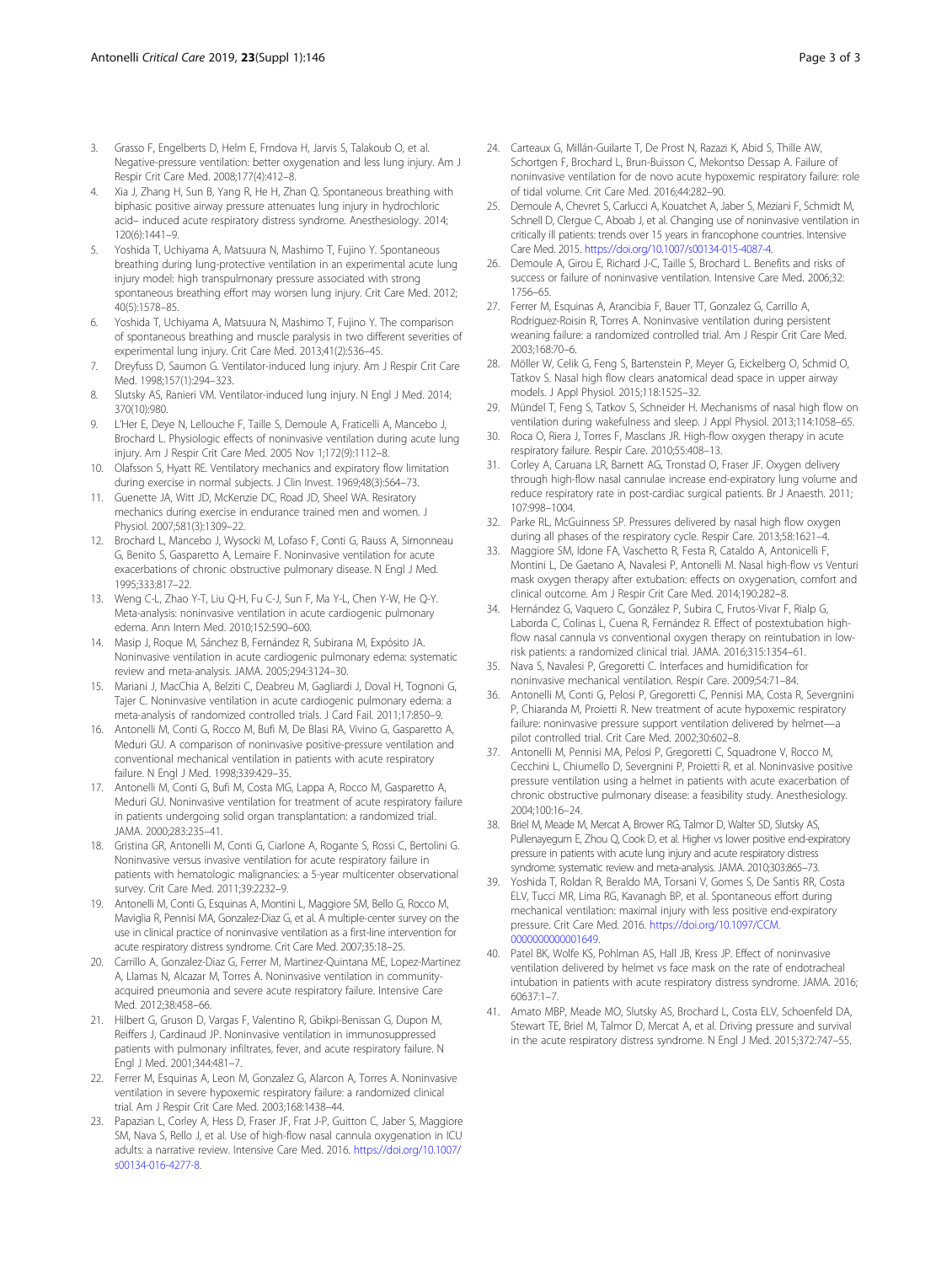3. Grasso F, Engelberts D, Helm E, Frndova H, Jarvis S, Talakoub O, et al. Negative-pressure ventilation: better oxygenation and less lung injury. Am J Respir Crit Care Med. 2008;177(4):412–8.
4. Xia J, Zhang H, Sun B, Yang R, He H, Zhan Q. Spontaneous breathing with biphasic positive airway pressure attenuates lung injury in hydrochloric acid– induced acute respiratory distress syndrome. Anesthesiology. 2014; 120(6):1441–9.
5. Yoshida T, Uchiyama A, Matsuura N, Mashimo T, Fujino Y. Spontaneous breathing during lung-protective ventilation in an experimental acute lung injury model: high transpulmonary pressure associated with strong spontaneous breathing effort may worsen lung injury. Crit Care Med. 2012; 40(5):1578–85.
6. Yoshida T, Uchiyama A, Matsuura N, Mashimo T, Fujino Y. The comparison of spontaneous breathing and muscle paralysis in two different severities of experimental lung injury. Crit Care Med. 2013;41(2):536–45.
7. Dreyfuss D, Saumon G. Ventilator-induced lung injury. Am J Respir Crit Care Med. 1998;157(1):294–323.
8. Slutsky AS, Ranieri VM. Ventilator-induced lung injury. N Engl J Med. 2014; 370(10):980.
9. L'Her E, Deye N, Lellouche F, Taille S, Demoule A, Fraticelli A, Mancebo J, Brochard L. Physiologic effects of noninvasive ventilation during acute lung injury. Am J Respir Crit Care Med. 2005 Nov 1;172(9):1112–8.
10. Olafsson S, Hyatt RE. Ventilatory mechanics and expiratory flow limitation during exercise in normal subjects. J Clin Invest. 1969;48(3):564–73.
11. Guenette JA, Witt JD, McKenzie DC, Road JD, Sheel WA. Resiratory mechanics during exercise in endurance trained men and women. J Physiol. 2007;581(3):1309–22.
12. Brochard L, Mancebo J, Wysocki M, Lofaso F, Conti G, Rauss A, Simonneau G, Benito S, Gasparetto A, Lemaire F. Noninvasive ventilation for acute exacerbations of chronic obstructive pulmonary disease. N Engl J Med. 1995;333:817–22.
13. Weng C-L, Zhao Y-T, Liu Q-H, Fu C-J, Sun F, Ma Y-L, Chen Y-W, He Q-Y. Meta-analysis: noninvasive ventilation in acute cardiogenic pulmonary edema. Ann Intern Med. 2010;152:590–600.
14. Masip J, Roque M, Sánchez B, Fernández R, Subirana M, Expósito JA. Noninvasive ventilation in acute cardiogenic pulmonary edema: systematic review and meta-analysis. JAMA. 2005;294:3124–30.
15. Mariani J, MacChia A, Belziti C, Deabreu M, Gagliardi J, Doval H, Tognoni G, Tajer C. Noninvasive ventilation in acute cardiogenic pulmonary edema: a meta-analysis of randomized controlled trials. J Card Fail. 2011;17:850–9.
16. Antonelli M, Conti G, Rocco M, Bufi M, De Blasi RA, Vivino G, Gasparetto A, Meduri GU. A comparison of noninvasive positive-pressure ventilation and conventional mechanical ventilation in patients with acute respiratory failure. N Engl J Med. 1998;339:429–35.
17. Antonelli M, Conti G, Bufi M, Costa MG, Lappa A, Rocco M, Gasparetto A, Meduri GU. Noninvasive ventilation for treatment of acute respiratory failure in patients undergoing solid organ transplantation: a randomized trial. JAMA. 2000;283:235–41.
18. Gristina GR, Antonelli M, Conti G, Ciarlone A, Rogante S, Rossi C, Bertolini G. Noninvasive versus invasive ventilation for acute respiratory failure in patients with hematologic malignancies: a 5-year multicenter observational survey. Crit Care Med. 2011;39:2232–9.
19. Antonelli M, Conti G, Esquinas A, Montini L, Maggiore SM, Bello G, Rocco M, Maviglia R, Pennisi MA, Gonzalez-Diaz G, et al. A multiple-center survey on the use in clinical practice of noninvasive ventilation as a first-line intervention for acute respiratory distress syndrome. Crit Care Med. 2007;35:18–25.
20. Carrillo A, Gonzalez-Diaz G, Ferrer M, Martinez-Quintana ME, Lopez-Martinez A, Llamas N, Alcazar M, Torres A. Noninvasive ventilation in community-acquired pneumonia and severe acute respiratory failure. Intensive Care Med. 2012;38:458–66.
21. Hilbert G, Gruson D, Vargas F, Valentino R, Gbikpi-Benissan G, Dupon M, Reiffers J, Cardinaud JP. Noninvasive ventilation in immunosuppressed patients with pulmonary infiltrates, fever, and acute respiratory failure. N Engl J Med. 2001;344:481–7.
22. Ferrer M, Esquinas A, Leon M, Gonzalez G, Alarcon A, Torres A. Noninvasive ventilation in severe hypoxemic respiratory failure: a randomized clinical trial. Am J Respir Crit Care Med. 2003;168:1438–44.
23. Papazian L, Corley A, Hess D, Fraser JF, Frat J-P, Guitton C, Jaber S, Maggiore SM, Nava S, Rello J, et al. Use of high-flow nasal cannula oxygenation in ICU adults: a narrative review. Intensive Care Med. 2016. https://doi.org/10.1007/s00134-016-4277-8.
24. Carteaux G, Millán-Guilarte T, De Prost N, Razazi K, Abid S, Thille AW, Schortgen F, Brochard L, Brun-Buisson C, Mekontso Dessap A. Failure of noninvasive ventilation for de novo acute hypoxemic respiratory failure: role of tidal volume. Crit Care Med. 2016;44:282–90.
25. Demoule A, Chevret S, Carlucci A, Kouatchet A, Jaber S, Meziani F, Schmidt M, Schnell D, Clergue C, Aboab J, et al. Changing use of noninvasive ventilation in critically ill patients: trends over 15 years in francophone countries. Intensive Care Med. 2015. https://doi.org/10.1007/s00134-015-4087-4.
26. Demoule A, Girou E, Richard J-C, Taille S, Brochard L. Benefits and risks of success or failure of noninvasive ventilation. Intensive Care Med. 2006;32: 1756–65.
27. Ferrer M, Esquinas A, Arancibia F, Bauer TT, Gonzalez G, Carrillo A, Rodriguez-Roisin R, Torres A. Noninvasive ventilation during persistent weaning failure: a randomized controlled trial. Am J Respir Crit Care Med. 2003;168:70–6.
28. Möller W, Celik G, Feng S, Bartenstein P, Meyer G, Eickelberg O, Schmid O, Tatkov S. Nasal high flow clears anatomical dead space in upper airway models. J Appl Physiol. 2015;118:1525–32.
29. Mündel T, Feng S, Tatkov S, Schneider H. Mechanisms of nasal high flow on ventilation during wakefulness and sleep. J Appl Physiol. 2013;114:1058–65.
30. Roca O, Riera J, Torres F, Masclans JR. High-flow oxygen therapy in acute respiratory failure. Respir Care. 2010;55:408–13.
31. Corley A, Caruana LR, Barnett AG, Tronstad O, Fraser JF. Oxygen delivery through high-flow nasal cannulae increase end-expiratory lung volume and reduce respiratory rate in post-cardiac surgical patients. Br J Anaesth. 2011; 107:998–1004.
32. Parke RL, McGuinness SP. Pressures delivered by nasal high flow oxygen during all phases of the respiratory cycle. Respir Care. 2013;58:1621–4.
33. Maggiore SM, Idone FA, Vaschetto R, Festa R, Cataldo A, Antonicelli F, Montini L, De Gaetano A, Navalesi P, Antonelli M. Nasal high-flow vs Venturi mask oxygen therapy after extubation: effects on oxygenation, comfort and clinical outcome. Am J Respir Crit Care Med. 2014;190:282–8.
34. Hernández G, Vaquero C, González P, Subira C, Frutos-Vivar F, Rialp G, Laborda C, Colinas L, Cuena R, Fernández R. Effect of postextubation high-flow nasal cannula vs conventional oxygen therapy on reintubation in low-risk patients: a randomized clinical trial. JAMA. 2016;315:1354–61.
35. Nava S, Navalesi P, Gregoretti C. Interfaces and humidification for noninvasive mechanical ventilation. Respir Care. 2009;54:71–84.
36. Antonelli M, Conti G, Pelosi P, Gregoretti C, Pennisi MA, Costa R, Severgnini P, Chiaranda M, Proietti R. New treatment of acute hypoxemic respiratory failure: noninvasive pressure support ventilation delivered by helmet—a pilot controlled trial. Crit Care Med. 2002;30:602–8.
37. Antonelli M, Pennisi MA, Pelosi P, Gregoretti C, Squadrone V, Rocco M, Cecchini L, Chiumello D, Severgnini P, Proietti R, et al. Noninvasive positive pressure ventilation using a helmet in patients with acute exacerbation of chronic obstructive pulmonary disease: a feasibility study. Anesthesiology. 2004;100:16–24.
38. Briel M, Meade M, Mercat A, Brower RG, Talmor D, Walter SD, Slutsky AS, Pullenayegum E, Zhou Q, Cook D, et al. Higher vs lower positive end-expiratory pressure in patients with acute lung injury and acute respiratory distress syndrome: systematic review and meta-analysis. JAMA. 2010;303:865–73.
39. Yoshida T, Roldan R, Beraldo MA, Torsani V, Gomes S, De Santis RR, Costa ELV, Tucci MR, Lima RG, Kavanagh BP, et al. Spontaneous effort during mechanical ventilation: maximal injury with less positive end-expiratory pressure. Crit Care Med. 2016. https://doi.org/10.1097/CCM.0000000000001649.
40. Patel BK, Wolfe KS, Pohlman AS, Hall JB, Kress JP. Effect of noninvasive ventilation delivered by helmet vs face mask on the rate of endotracheal intubation in patients with acute respiratory distress syndrome. JAMA. 2016; 60637:1–7.
41. Amato MBP, Meade MO, Slutsky AS, Brochard L, Costa ELV, Schoenfeld DA, Stewart TE, Briel M, Talmor D, Mercat A, et al. Driving pressure and survival in the acute respiratory distress syndrome. N Engl J Med. 2015;372:747–55.